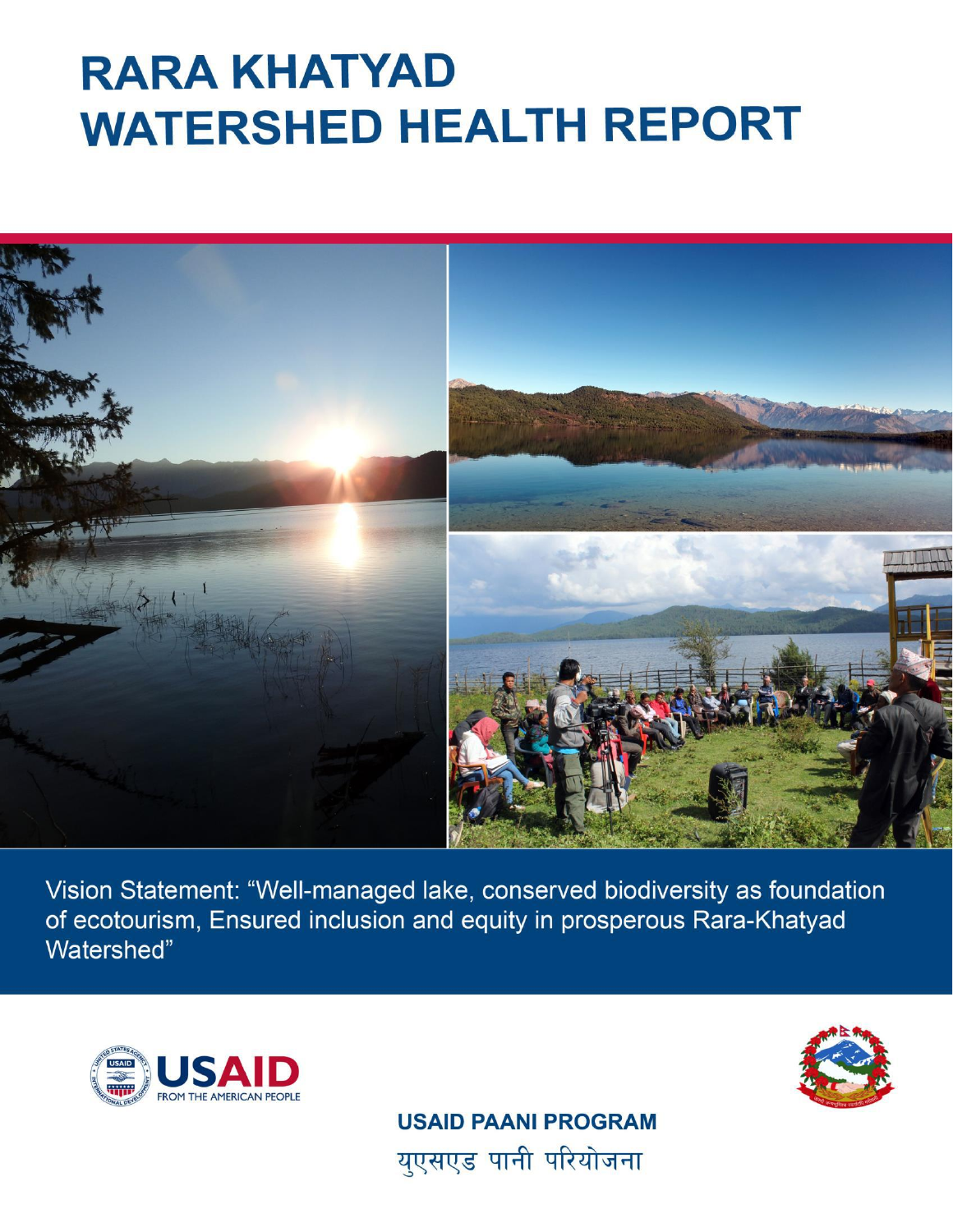# RARA KHATYAD WATERSHED HEALTH REPORT

Vision Statement: "Well-managed lake, conserved biodiversity as foundation of ecotourism, Ensured inclusion and equity in prosperous Rara-Khatyad Watershed"

USAID FROM THE AMERICAN PEOPLE

**USAID PAANI PROGRAM**

युएसएड पानी परियोजना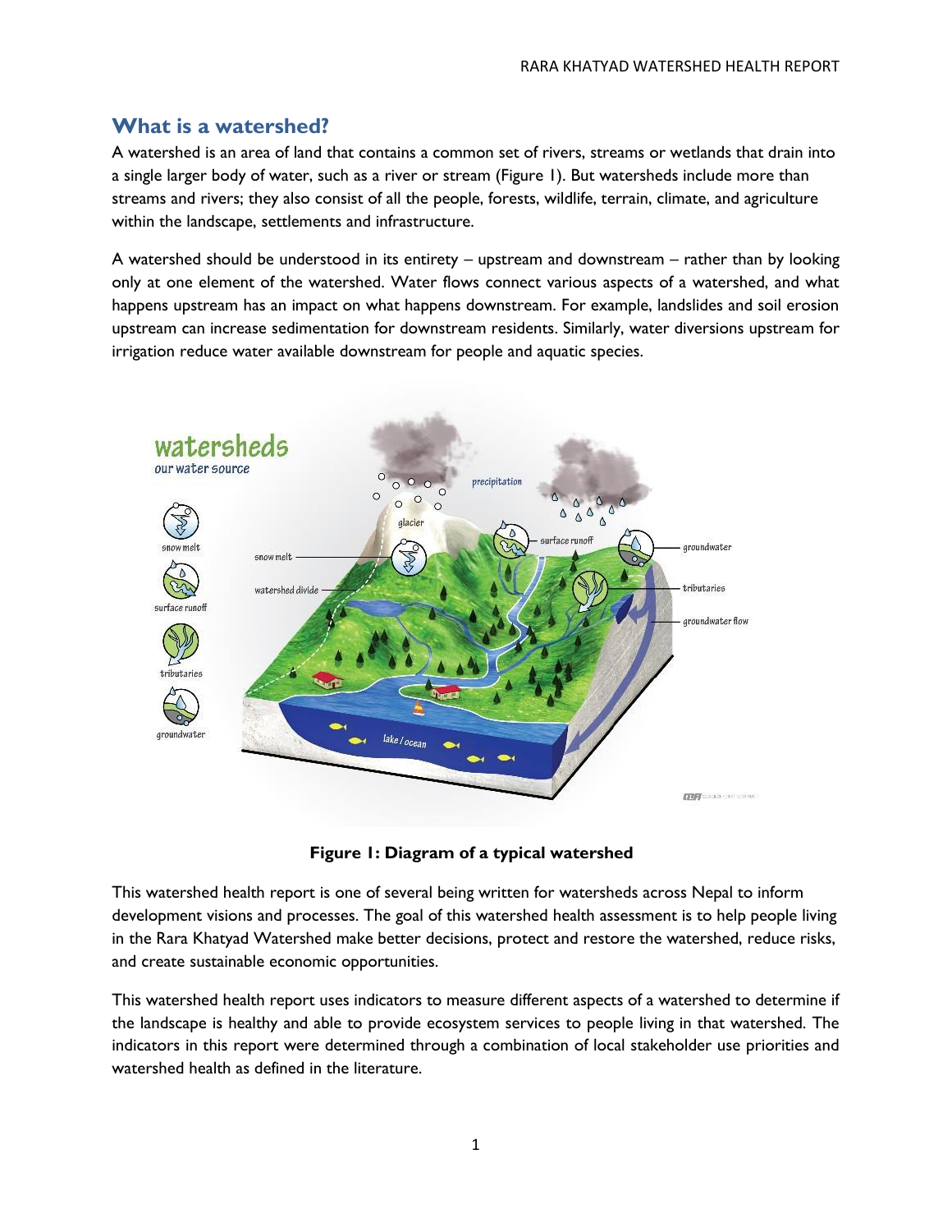## What is a watershed?

A watershed is an area of land that contains a common set of rivers, streams or wetlands that drain into a single larger body of water, such as a river or stream (Figure 1). But watersheds include more than streams and rivers; they also consist of all the people, forests, wildlife, terrain, climate, and agriculture within the landscape, settlements and infrastructure.

A watershed should be understood in its entirety – upstream and downstream – rather than by looking only at one element of the watershed. Water flows connect various aspects of a watershed, and what happens upstream has an impact on what happens downstream. For example, landslides and soil erosion upstream can increase sedimentation for downstream residents. Similarly, water diversions upstream for irrigation reduce water available downstream for people and aquatic species.

**Figure 1: Diagram of a typical watershed**

This watershed health report is one of several being written for watersheds across Nepal to inform development visions and processes. The goal of this watershed health assessment is to help people living in the Rara Khatyad Watershed make better decisions, protect and restore the watershed, reduce risks, and create sustainable economic opportunities.

This watershed health report uses indicators to measure different aspects of a watershed to determine if the landscape is healthy and able to provide ecosystem services to people living in that watershed. The indicators in this report were determined through a combination of local stakeholder use priorities and watershed health as defined in the literature.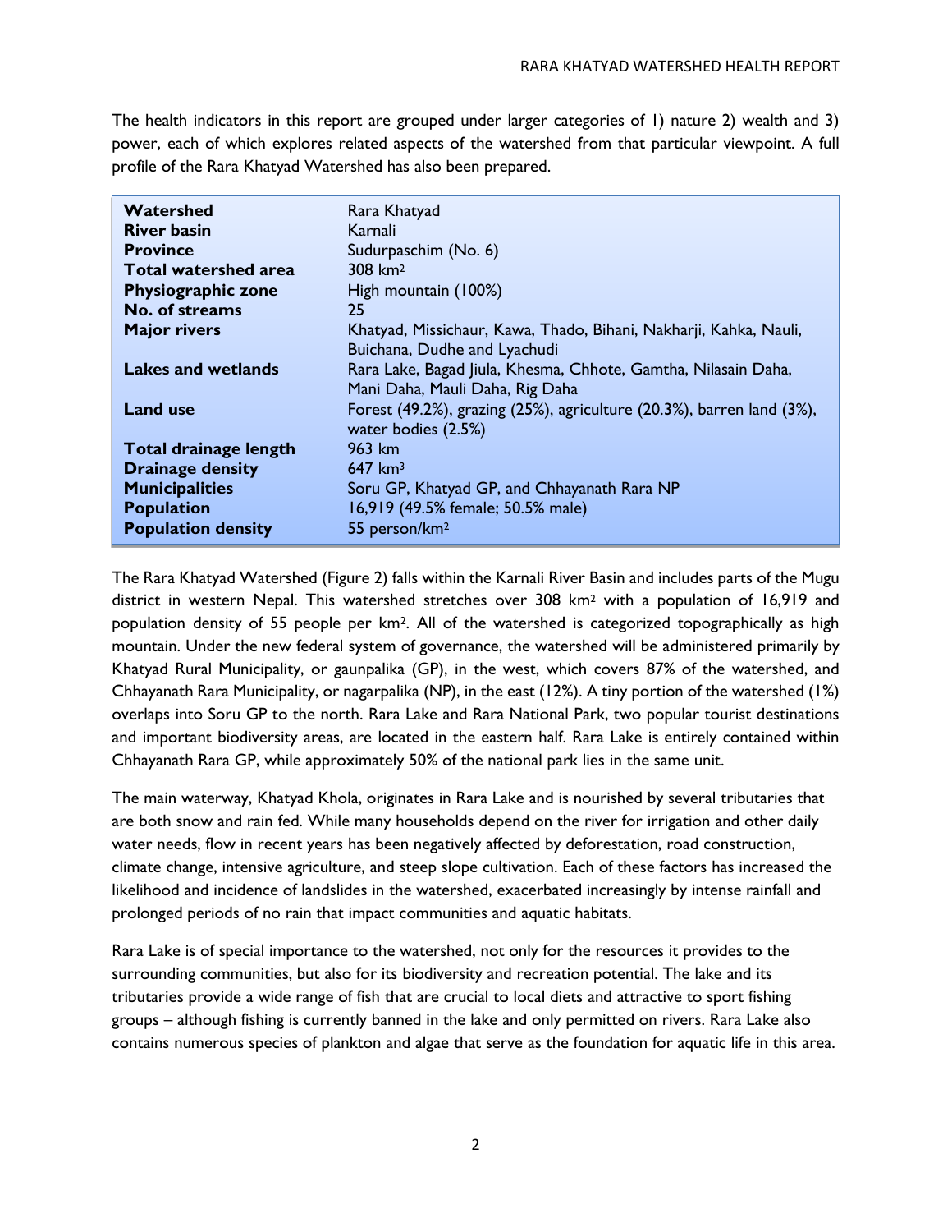The health indicators in this report are grouped under larger categories of 1) nature 2) wealth and 3) power, each of which explores related aspects of the watershed from that particular viewpoint. A full profile of the Rara Khatyad Watershed has also been prepared.

| | |
|---|---|
| **Watershed** | Rara Khatyad |
| **River basin** | Karnali |
| **Province** | Sudurpaschim (No. 6) |
| **Total watershed area** | 308 $km^2$ |
| **Physiographic zone** | High mountain (100%) |
| **No. of streams** | 25 |
| **Major rivers** | Khatyad, Missichaur, Kawa, Thado, Bihani, Nakharji, Kahka, Nauli, Buichana, Dudhe and Lyachudi |
| **Lakes and wetlands** | Rara Lake, Bagad Jiula, Khesma, Chhote, Gamtha, Nilasain Daha, Mani Daha, Mauli Daha, Rig Daha |
| **Land use** | Forest (49.2%), grazing (25%), agriculture (20.3%), barren land (3%), water bodies (2.5%) |
| **Total drainage length** | 963 km |
| **Drainage density** | 647 $km^3$ |
| **Municipalities** | Soru GP, Khatyad GP, and Chhayanath Rara NP |
| **Population** | 16,919 (49.5% female; 50.5% male) |
| **Population density** | 55 person/$km^2$ |

The Rara Khatyad Watershed (Figure 2) falls within the Karnali River Basin and includes parts of the Mugu district in western Nepal. This watershed stretches over 308 $km^2$ with a population of 16,919 and population density of 55 people per $km^2$. All of the watershed is categorized topographically as high mountain. Under the new federal system of governance, the watershed will be administered primarily by Khatyad Rural Municipality, or gaunpalika (GP), in the west, which covers 87% of the watershed, and Chhayanath Rara Municipality, or nagarpalika (NP), in the east (12%). A tiny portion of the watershed (1%) overlaps into Soru GP to the north. Rara Lake and Rara National Park, two popular tourist destinations and important biodiversity areas, are located in the eastern half. Rara Lake is entirely contained within Chhayanath Rara GP, while approximately 50% of the national park lies in the same unit.

The main waterway, Khatyad Khola, originates in Rara Lake and is nourished by several tributaries that are both snow and rain fed. While many households depend on the river for irrigation and other daily water needs, flow in recent years has been negatively affected by deforestation, road construction, climate change, intensive agriculture, and steep slope cultivation. Each of these factors has increased the likelihood and incidence of landslides in the watershed, exacerbated increasingly by intense rainfall and prolonged periods of no rain that impact communities and aquatic habitats.

Rara Lake is of special importance to the watershed, not only for the resources it provides to the surrounding communities, but also for its biodiversity and recreation potential. The lake and its tributaries provide a wide range of fish that are crucial to local diets and attractive to sport fishing groups – although fishing is currently banned in the lake and only permitted on rivers. Rara Lake also contains numerous species of plankton and algae that serve as the foundation for aquatic life in this area.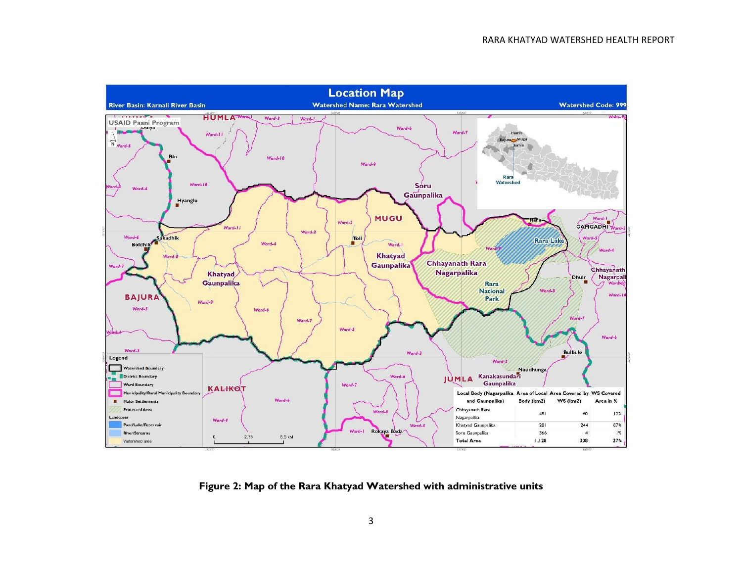| Local Body (Nagarpalika and Gaunpalika) | Area of Local Body (km2) | Area Covered by WS (km2) | WS Covered Area in % |
|---|---|---|---|
| Chhayanath Rara Nagarpalika | 481 | 60 | 12% |
| Khatyad Gaunpalika | 281 | 244 | 87% |
| Soru Gaunpalika | 366 | 4 | 1% |
| **Total Area** | **1,128** | **308** | **27%** |

**Figure 2: Map of the Rara Khatyad Watershed with administrative units**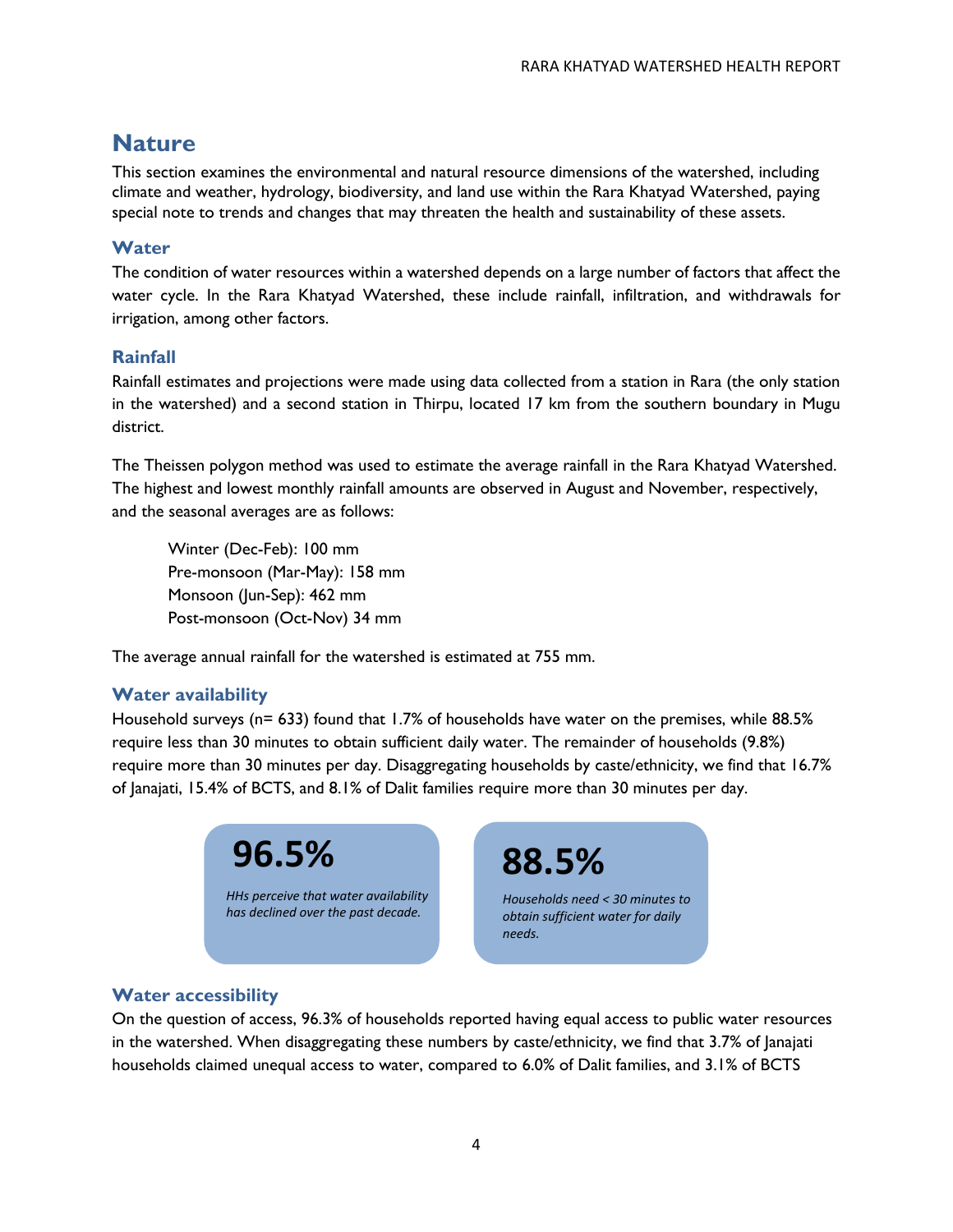# Nature

This section examines the environmental and natural resource dimensions of the watershed, including climate and weather, hydrology, biodiversity, and land use within the Rara Khatyad Watershed, paying special note to trends and changes that may threaten the health and sustainability of these assets.

## Water

The condition of water resources within a watershed depends on a large number of factors that affect the water cycle. In the Rara Khatyad Watershed, these include rainfall, infiltration, and withdrawals for irrigation, among other factors.

### Rainfall

Rainfall estimates and projections were made using data collected from a station in Rara (the only station in the watershed) and a second station in Thirpu, located 17 km from the southern boundary in Mugu district.

The Theissen polygon method was used to estimate the average rainfall in the Rara Khatyad Watershed. The highest and lowest monthly rainfall amounts are observed in August and November, respectively, and the seasonal averages are as follows:

Winter (Dec-Feb): 100 mm
Pre-monsoon (Mar-May): 158 mm
Monsoon (Jun-Sep): 462 mm
Post-monsoon (Oct-Nov) 34 mm

The average annual rainfall for the watershed is estimated at 755 mm.

### Water availability

Household surveys (n= 633) found that 1.7% of households have water on the premises, while 88.5% require less than 30 minutes to obtain sufficient daily water. The remainder of households (9.8%) require more than 30 minutes per day. Disaggregating households by caste/ethnicity, we find that 16.7% of Janajati, 15.4% of BCTS, and 8.1% of Dalit families require more than 30 minutes per day.

**96.5%**

*HHs perceive that water availability has declined over the past decade.*

**88.5%**

*Households need < 30 minutes to obtain sufficient water for daily needs.*

### Water accessibility

On the question of access, 96.3% of households reported having equal access to public water resources in the watershed. When disaggregating these numbers by caste/ethnicity, we find that 3.7% of Janajati households claimed unequal access to water, compared to 6.0% of Dalit families, and 3.1% of BCTS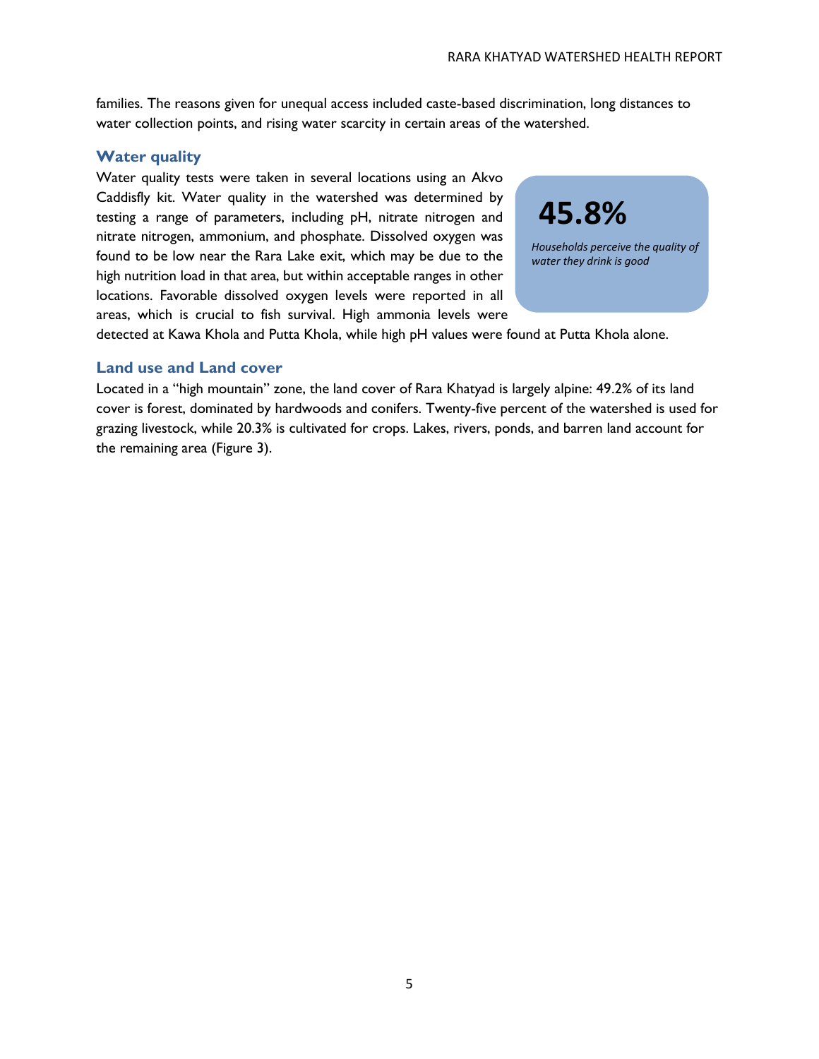families. The reasons given for unequal access included caste-based discrimination, long distances to water collection points, and rising water scarcity in certain areas of the watershed.

## Water quality

Water quality tests were taken in several locations using an Akvo Caddisfly kit. Water quality in the watershed was determined by testing a range of parameters, including pH, nitrate nitrogen and nitrate nitrogen, ammonium, and phosphate. Dissolved oxygen was found to be low near the Rara Lake exit, which may be due to the high nutrition load in that area, but within acceptable ranges in other locations. Favorable dissolved oxygen levels were reported in all areas, which is crucial to fish survival. High ammonia levels were detected at Kawa Khola and Putta Khola, while high pH values were found at Putta Khola alone.

> **45.8%**
>
> *Households perceive the quality of water they drink is good*

## Land use and Land cover

Located in a "high mountain" zone, the land cover of Rara Khatyad is largely alpine: 49.2% of its land cover is forest, dominated by hardwoods and conifers. Twenty-five percent of the watershed is used for grazing livestock, while 20.3% is cultivated for crops. Lakes, rivers, ponds, and barren land account for the remaining area (Figure 3).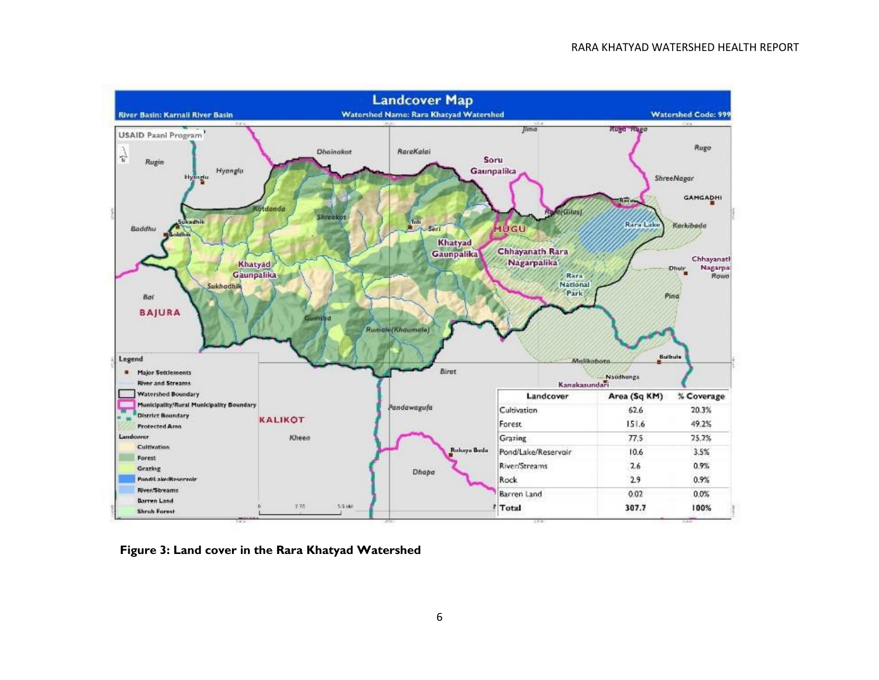| Landcover | Area (Sq KM) | % Coverage |
|---|---|---|
| Cultivation | 62.6 | 20.3% |
| Forest | 151.6 | 49.2% |
| Grazing | 77.5 | 25.2% |
| Pond/Lake/Reservoir | 10.6 | 3.5% |
| River/Streams | 2.6 | 0.9% |
| Rock | 2.9 | 0.9% |
| Barren Land | 0.02 | 0.0% |
| **Total** | **307.7** | **100%** |

**Figure 3: Land cover in the Rara Khatyad Watershed**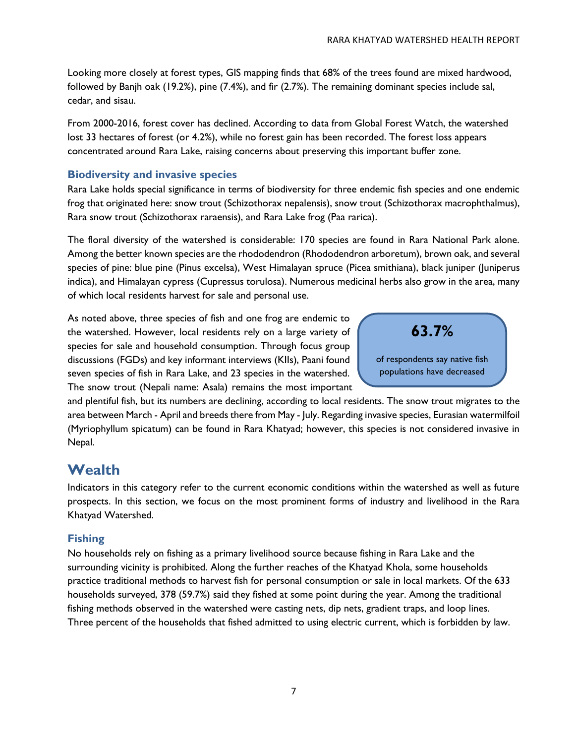Looking more closely at forest types, GIS mapping finds that 68% of the trees found are mixed hardwood, followed by Banjh oak (19.2%), pine (7.4%), and fir (2.7%). The remaining dominant species include sal, cedar, and sisau.

From 2000-2016, forest cover has declined. According to data from Global Forest Watch, the watershed lost 33 hectares of forest (or 4.2%), while no forest gain has been recorded. The forest loss appears concentrated around Rara Lake, raising concerns about preserving this important buffer zone.

### Biodiversity and invasive species

Rara Lake holds special significance in terms of biodiversity for three endemic fish species and one endemic frog that originated here: snow trout (Schizothorax nepalensis), snow trout (Schizothorax macrophthalmus), Rara snow trout (Schizothorax raraensis), and Rara Lake frog (Paa rarica).

The floral diversity of the watershed is considerable: 170 species are found in Rara National Park alone. Among the better known species are the rhododendron (Rhododendron arboretum), brown oak, and several species of pine: blue pine (Pinus excelsa), West Himalayan spruce (Picea smithiana), black juniper (Juniperus indica), and Himalayan cypress (Cupressus torulosa). Numerous medicinal herbs also grow in the area, many of which local residents harvest for sale and personal use.

> **63.7%**
>
> of respondents say native fish populations have decreased

As noted above, three species of fish and one frog are endemic to the watershed. However, local residents rely on a large variety of species for sale and household consumption. Through focus group discussions (FGDs) and key informant interviews (KIIs), Paani found seven species of fish in Rara Lake, and 23 species in the watershed. The snow trout (Nepali name: Asala) remains the most important and plentiful fish, but its numbers are declining, according to local residents. The snow trout migrates to the area between March - April and breeds there from May - July. Regarding invasive species, Eurasian watermilfoil (Myriophyllum spicatum) can be found in Rara Khatyad; however, this species is not considered invasive in Nepal.

## Wealth

Indicators in this category refer to the current economic conditions within the watershed as well as future prospects. In this section, we focus on the most prominent forms of industry and livelihood in the Rara Khatyad Watershed.

### Fishing

No households rely on fishing as a primary livelihood source because fishing in Rara Lake and the surrounding vicinity is prohibited. Along the further reaches of the Khatyad Khola, some households practice traditional methods to harvest fish for personal consumption or sale in local markets. Of the 633 households surveyed, 378 (59.7%) said they fished at some point during the year. Among the traditional fishing methods observed in the watershed were casting nets, dip nets, gradient traps, and loop lines. Three percent of the households that fished admitted to using electric current, which is forbidden by law.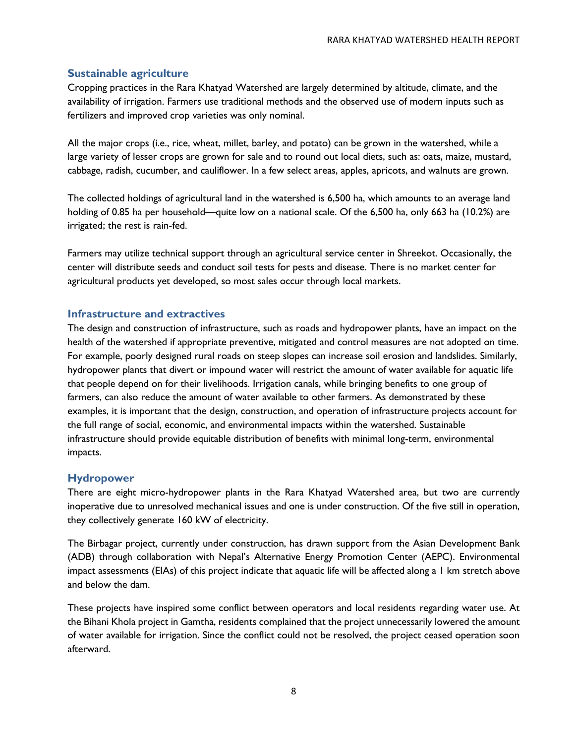## Sustainable agriculture

Cropping practices in the Rara Khatyad Watershed are largely determined by altitude, climate, and the availability of irrigation. Farmers use traditional methods and the observed use of modern inputs such as fertilizers and improved crop varieties was only nominal.

All the major crops (i.e., rice, wheat, millet, barley, and potato) can be grown in the watershed, while a large variety of lesser crops are grown for sale and to round out local diets, such as: oats, maize, mustard, cabbage, radish, cucumber, and cauliflower. In a few select areas, apples, apricots, and walnuts are grown.

The collected holdings of agricultural land in the watershed is 6,500 ha, which amounts to an average land holding of 0.85 ha per household—quite low on a national scale. Of the 6,500 ha, only 663 ha (10.2%) are irrigated; the rest is rain-fed.

Farmers may utilize technical support through an agricultural service center in Shreekot. Occasionally, the center will distribute seeds and conduct soil tests for pests and disease. There is no market center for agricultural products yet developed, so most sales occur through local markets.

## Infrastructure and extractives

The design and construction of infrastructure, such as roads and hydropower plants, have an impact on the health of the watershed if appropriate preventive, mitigated and control measures are not adopted on time. For example, poorly designed rural roads on steep slopes can increase soil erosion and landslides. Similarly, hydropower plants that divert or impound water will restrict the amount of water available for aquatic life that people depend on for their livelihoods. Irrigation canals, while bringing benefits to one group of farmers, can also reduce the amount of water available to other farmers. As demonstrated by these examples, it is important that the design, construction, and operation of infrastructure projects account for the full range of social, economic, and environmental impacts within the watershed. Sustainable infrastructure should provide equitable distribution of benefits with minimal long-term, environmental impacts.

## Hydropower

There are eight micro-hydropower plants in the Rara Khatyad Watershed area, but two are currently inoperative due to unresolved mechanical issues and one is under construction. Of the five still in operation, they collectively generate 160 kW of electricity.

The Birbagar project, currently under construction, has drawn support from the Asian Development Bank (ADB) through collaboration with Nepal's Alternative Energy Promotion Center (AEPC). Environmental impact assessments (EIAs) of this project indicate that aquatic life will be affected along a 1 km stretch above and below the dam.

These projects have inspired some conflict between operators and local residents regarding water use. At the Bihani Khola project in Gamtha, residents complained that the project unnecessarily lowered the amount of water available for irrigation. Since the conflict could not be resolved, the project ceased operation soon afterward.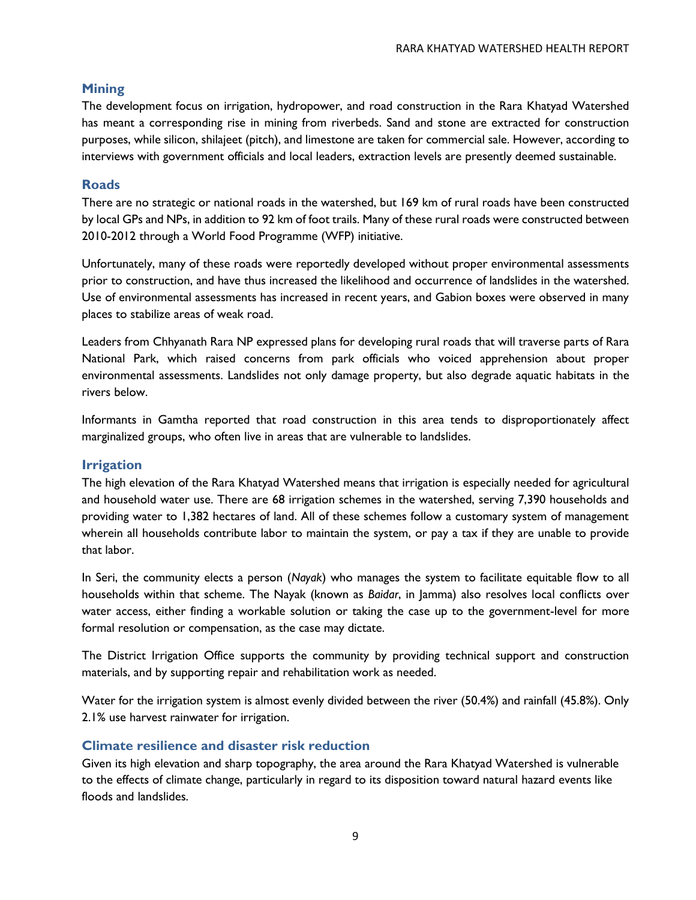## Mining

The development focus on irrigation, hydropower, and road construction in the Rara Khatyad Watershed has meant a corresponding rise in mining from riverbeds. Sand and stone are extracted for construction purposes, while silicon, shilajeet (pitch), and limestone are taken for commercial sale. However, according to interviews with government officials and local leaders, extraction levels are presently deemed sustainable.

## Roads

There are no strategic or national roads in the watershed, but 169 km of rural roads have been constructed by local GPs and NPs, in addition to 92 km of foot trails. Many of these rural roads were constructed between 2010-2012 through a World Food Programme (WFP) initiative.

Unfortunately, many of these roads were reportedly developed without proper environmental assessments prior to construction, and have thus increased the likelihood and occurrence of landslides in the watershed. Use of environmental assessments has increased in recent years, and Gabion boxes were observed in many places to stabilize areas of weak road.

Leaders from Chhyanath Rara NP expressed plans for developing rural roads that will traverse parts of Rara National Park, which raised concerns from park officials who voiced apprehension about proper environmental assessments. Landslides not only damage property, but also degrade aquatic habitats in the rivers below.

Informants in Gamtha reported that road construction in this area tends to disproportionately affect marginalized groups, who often live in areas that are vulnerable to landslides.

## Irrigation

The high elevation of the Rara Khatyad Watershed means that irrigation is especially needed for agricultural and household water use. There are 68 irrigation schemes in the watershed, serving 7,390 households and providing water to 1,382 hectares of land. All of these schemes follow a customary system of management wherein all households contribute labor to maintain the system, or pay a tax if they are unable to provide that labor.

In Seri, the community elects a person (*Nayak*) who manages the system to facilitate equitable flow to all households within that scheme. The Nayak (known as *Baidar*, in Jamma) also resolves local conflicts over water access, either finding a workable solution or taking the case up to the government-level for more formal resolution or compensation, as the case may dictate.

The District Irrigation Office supports the community by providing technical support and construction materials, and by supporting repair and rehabilitation work as needed.

Water for the irrigation system is almost evenly divided between the river (50.4%) and rainfall (45.8%). Only 2.1% use harvest rainwater for irrigation.

## Climate resilience and disaster risk reduction

Given its high elevation and sharp topography, the area around the Rara Khatyad Watershed is vulnerable to the effects of climate change, particularly in regard to its disposition toward natural hazard events like floods and landslides.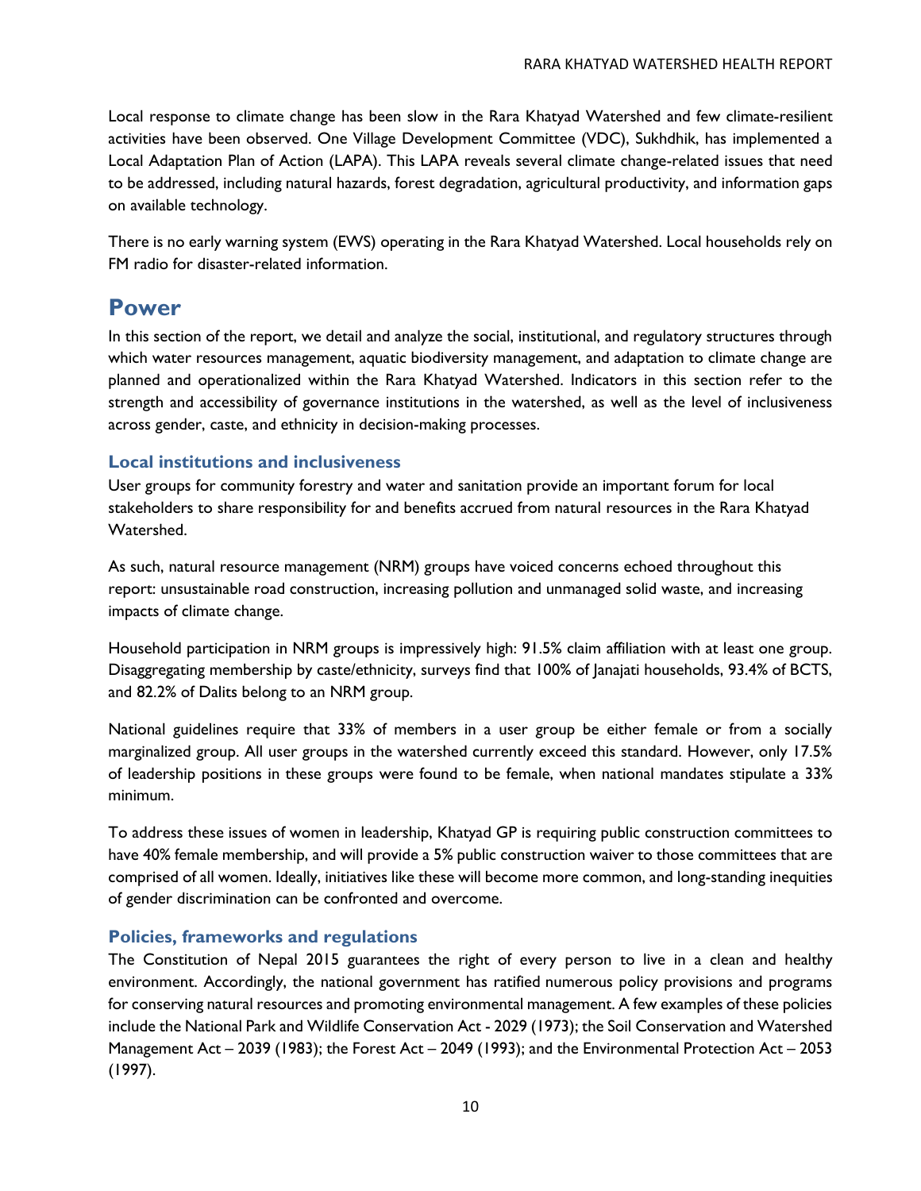Local response to climate change has been slow in the Rara Khatyad Watershed and few climate-resilient activities have been observed. One Village Development Committee (VDC), Sukhdhik, has implemented a Local Adaptation Plan of Action (LAPA). This LAPA reveals several climate change-related issues that need to be addressed, including natural hazards, forest degradation, agricultural productivity, and information gaps on available technology.

There is no early warning system (EWS) operating in the Rara Khatyad Watershed. Local households rely on FM radio for disaster-related information.

# Power

In this section of the report, we detail and analyze the social, institutional, and regulatory structures through which water resources management, aquatic biodiversity management, and adaptation to climate change are planned and operationalized within the Rara Khatyad Watershed. Indicators in this section refer to the strength and accessibility of governance institutions in the watershed, as well as the level of inclusiveness across gender, caste, and ethnicity in decision-making processes.

## Local institutions and inclusiveness

User groups for community forestry and water and sanitation provide an important forum for local stakeholders to share responsibility for and benefits accrued from natural resources in the Rara Khatyad Watershed.

As such, natural resource management (NRM) groups have voiced concerns echoed throughout this report: unsustainable road construction, increasing pollution and unmanaged solid waste, and increasing impacts of climate change.

Household participation in NRM groups is impressively high: 91.5% claim affiliation with at least one group. Disaggregating membership by caste/ethnicity, surveys find that 100% of Janajati households, 93.4% of BCTS, and 82.2% of Dalits belong to an NRM group.

National guidelines require that 33% of members in a user group be either female or from a socially marginalized group. All user groups in the watershed currently exceed this standard. However, only 17.5% of leadership positions in these groups were found to be female, when national mandates stipulate a 33% minimum.

To address these issues of women in leadership, Khatyad GP is requiring public construction committees to have 40% female membership, and will provide a 5% public construction waiver to those committees that are comprised of all women. Ideally, initiatives like these will become more common, and long-standing inequities of gender discrimination can be confronted and overcome.

## Policies, frameworks and regulations

The Constitution of Nepal 2015 guarantees the right of every person to live in a clean and healthy environment. Accordingly, the national government has ratified numerous policy provisions and programs for conserving natural resources and promoting environmental management. A few examples of these policies include the National Park and Wildlife Conservation Act - 2029 (1973); the Soil Conservation and Watershed Management Act – 2039 (1983); the Forest Act – 2049 (1993); and the Environmental Protection Act – 2053 (1997).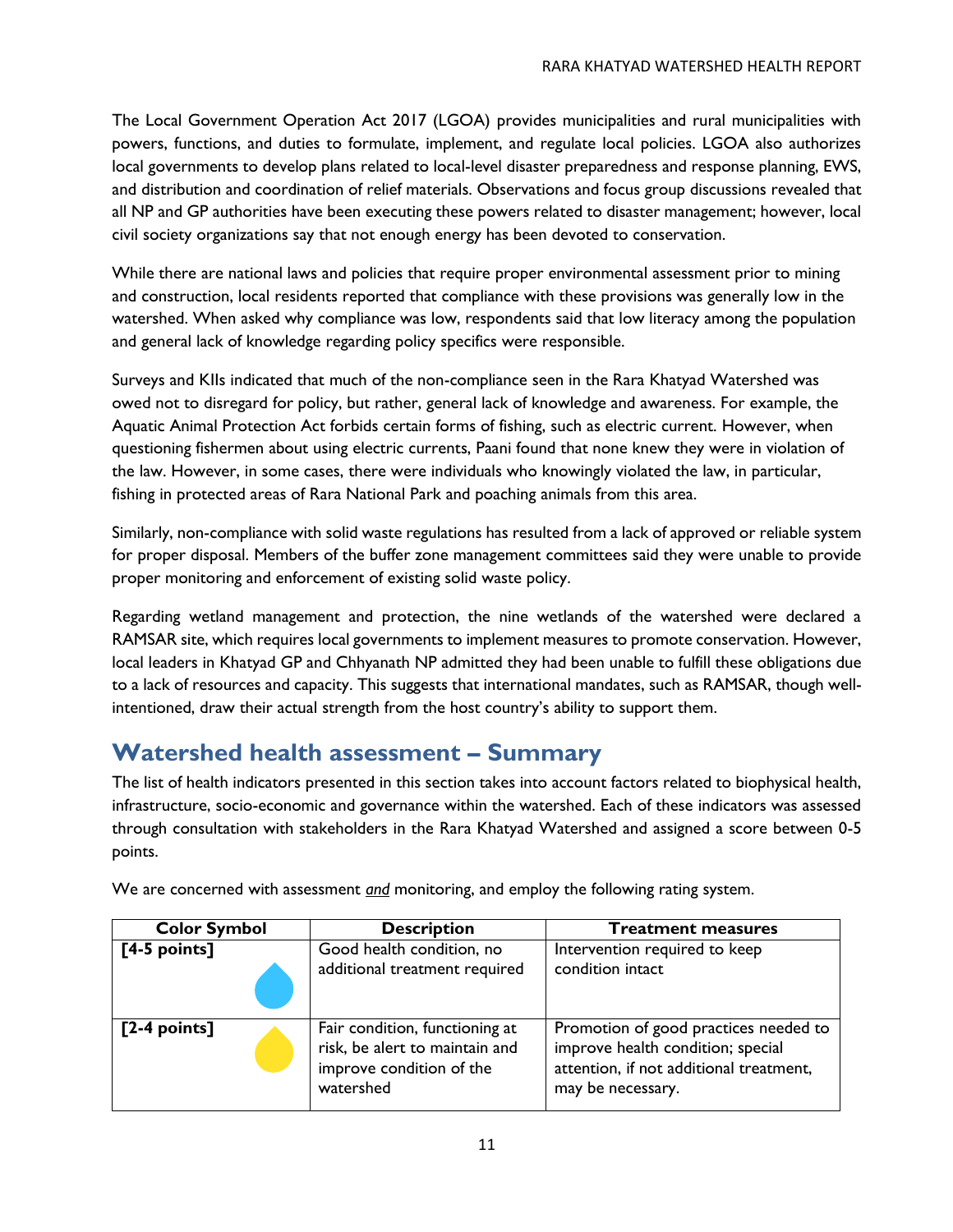The Local Government Operation Act 2017 (LGOA) provides municipalities and rural municipalities with powers, functions, and duties to formulate, implement, and regulate local policies. LGOA also authorizes local governments to develop plans related to local-level disaster preparedness and response planning, EWS, and distribution and coordination of relief materials. Observations and focus group discussions revealed that all NP and GP authorities have been executing these powers related to disaster management; however, local civil society organizations say that not enough energy has been devoted to conservation.

While there are national laws and policies that require proper environmental assessment prior to mining and construction, local residents reported that compliance with these provisions was generally low in the watershed. When asked why compliance was low, respondents said that low literacy among the population and general lack of knowledge regarding policy specifics were responsible.

Surveys and KIIs indicated that much of the non-compliance seen in the Rara Khatyad Watershed was owed not to disregard for policy, but rather, general lack of knowledge and awareness. For example, the Aquatic Animal Protection Act forbids certain forms of fishing, such as electric current. However, when questioning fishermen about using electric currents, Paani found that none knew they were in violation of the law. However, in some cases, there were individuals who knowingly violated the law, in particular, fishing in protected areas of Rara National Park and poaching animals from this area.

Similarly, non-compliance with solid waste regulations has resulted from a lack of approved or reliable system for proper disposal. Members of the buffer zone management committees said they were unable to provide proper monitoring and enforcement of existing solid waste policy.

Regarding wetland management and protection, the nine wetlands of the watershed were declared a RAMSAR site, which requires local governments to implement measures to promote conservation. However, local leaders in Khatyad GP and Chhyanath NP admitted they had been unable to fulfill these obligations due to a lack of resources and capacity. This suggests that international mandates, such as RAMSAR, though well-intentioned, draw their actual strength from the host country's ability to support them.

## Watershed health assessment – Summary

The list of health indicators presented in this section takes into account factors related to biophysical health, infrastructure, socio-economic and governance within the watershed. Each of these indicators was assessed through consultation with stakeholders in the Rara Khatyad Watershed and assigned a score between 0-5 points.

We are concerned with assessment <u>*and*</u> monitoring, and employ the following rating system.

| Color Symbol | Description | Treatment measures |
|---|---|---|
| **[4-5 points]** | Good health condition, no additional treatment required | Intervention required to keep condition intact |
| **[2-4 points]** | Fair condition, functioning at risk, be alert to maintain and improve condition of the watershed | Promotion of good practices needed to improve health condition; special attention, if not additional treatment, may be necessary. |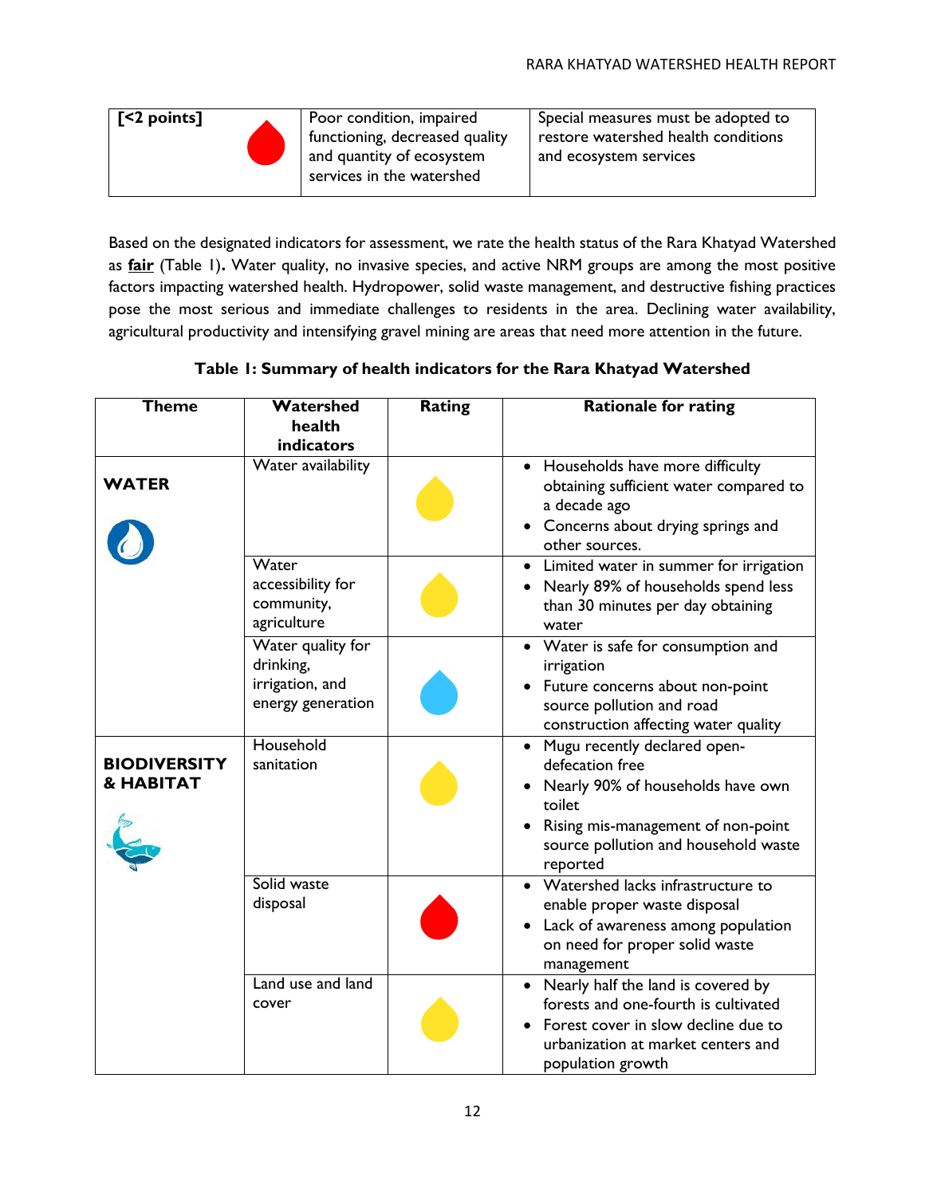| [<2 points] | Poor condition, impaired functioning, decreased quality and quantity of ecosystem services in the watershed | Special measures must be adopted to restore watershed health conditions and ecosystem services |
|---|---|---|

Based on the designated indicators for assessment, we rate the health status of the Rara Khatyad Watershed as **fair** (Table 1)**.** Water quality, no invasive species, and active NRM groups are among the most positive factors impacting watershed health. Hydropower, solid waste management, and destructive fishing practices pose the most serious and immediate challenges to residents in the area. Declining water availability, agricultural productivity and intensifying gravel mining are areas that need more attention in the future.

**Table 1: Summary of health indicators for the Rara Khatyad Watershed**

| Theme | Watershed health indicators | Rating | Rationale for rating |
|---|---|---|---|
| **WATER** | Water availability | | • Households have more difficulty obtaining sufficient water compared to a decade ago<br>• Concerns about drying springs and other sources. |
| | Water accessibility for community, agriculture | | • Limited water in summer for irrigation<br>• Nearly 89% of households spend less than 30 minutes per day obtaining water |
| | Water quality for drinking, irrigation, and energy generation | | • Water is safe for consumption and irrigation<br>• Future concerns about non-point source pollution and road construction affecting water quality |
| **BIODIVERSITY & HABITAT** | Household sanitation | | • Mugu recently declared open-defecation free<br>• Nearly 90% of households have own toilet<br>• Rising mis-management of non-point source pollution and household waste reported |
| | Solid waste disposal | | • Watershed lacks infrastructure to enable proper waste disposal<br>• Lack of awareness among population on need for proper solid waste management |
| | Land use and land cover | | • Nearly half the land is covered by forests and one-fourth is cultivated<br>• Forest cover in slow decline due to urbanization at market centers and population growth |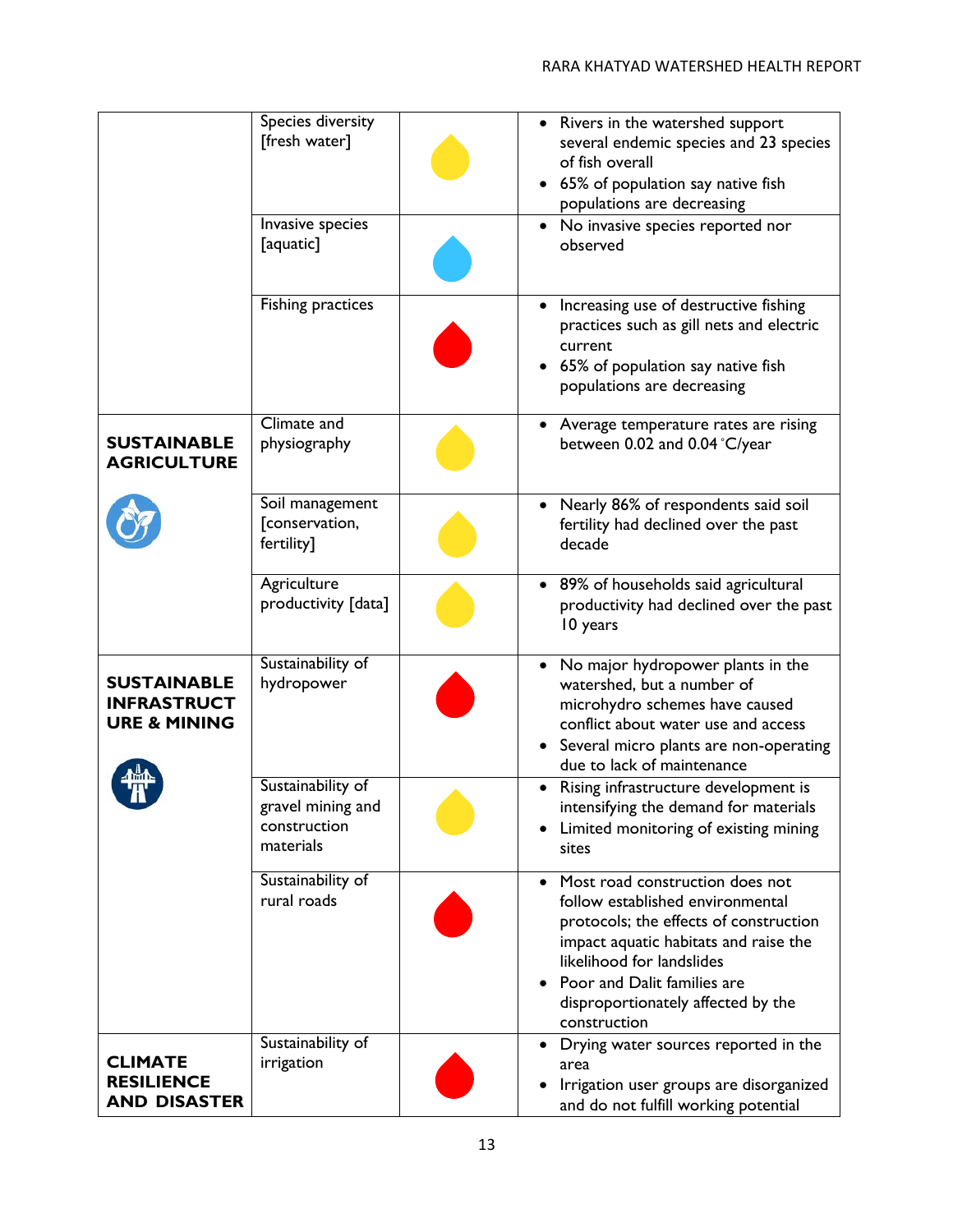| | | | |
|---|---|---|---|
| | Species diversity [fresh water] | | • Rivers in the watershed support several endemic species and 23 species of fish overall<br>• 65% of population say native fish populations are decreasing |
| | Invasive species [aquatic] | | • No invasive species reported nor observed |
| | Fishing practices | | • Increasing use of destructive fishing practices such as gill nets and electric current<br>• 65% of population say native fish populations are decreasing |
| **SUSTAINABLE AGRICULTURE** | Climate and physiography | | • Average temperature rates are rising between 0.02 and 0.04 °C/year |
| | Soil management [conservation, fertility] | | • Nearly 86% of respondents said soil fertility had declined over the past decade |
| | Agriculture productivity [data] | | • 89% of households said agricultural productivity had declined over the past 10 years |
| **SUSTAINABLE INFRASTRUCTURE & MINING** | Sustainability of hydropower | | • No major hydropower plants in the watershed, but a number of microhydro schemes have caused conflict about water use and access<br>• Several micro plants are non-operating due to lack of maintenance |
| | Sustainability of gravel mining and construction materials | | • Rising infrastructure development is intensifying the demand for materials<br>• Limited monitoring of existing mining sites |
| | Sustainability of rural roads | | • Most road construction does not follow established environmental protocols; the effects of construction impact aquatic habitats and raise the likelihood for landslides<br>• Poor and Dalit families are disproportionately affected by the construction |
| **CLIMATE RESILIENCE AND DISASTER** | Sustainability of irrigation | | • Drying water sources reported in the area<br>• Irrigation user groups are disorganized and do not fulfill working potential |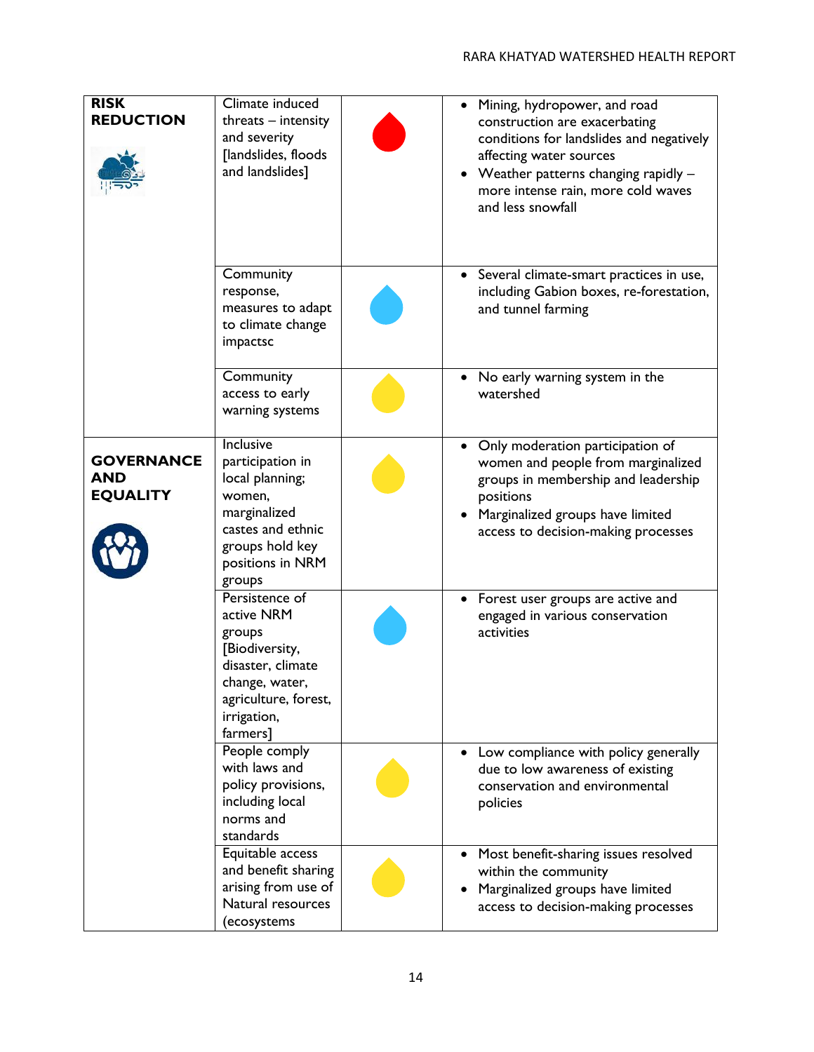| | | | |
|---|---|---|---|
| **RISK REDUCTION** | Climate induced threats – intensity and severity [landslides, floods and landslides] | | • Mining, hydropower, and road construction are exacerbating conditions for landslides and negatively affecting water sources<br>• Weather patterns changing rapidly – more intense rain, more cold waves and less snowfall |
| | Community response, measures to adapt to climate change impactsc | | • Several climate-smart practices in use, including Gabion boxes, re-forestation, and tunnel farming |
| | Community access to early warning systems | | • No early warning system in the watershed |
| **GOVERNANCE AND EQUALITY** | Inclusive participation in local planning; women, marginalized castes and ethnic groups hold key positions in NRM groups | | • Only moderation participation of women and people from marginalized groups in membership and leadership positions<br>• Marginalized groups have limited access to decision-making processes |
| | Persistence of active NRM groups [Biodiversity, disaster, climate change, water, agriculture, forest, irrigation, farmers] | | • Forest user groups are active and engaged in various conservation activities |
| | People comply with laws and policy provisions, including local norms and standards | | • Low compliance with policy generally due to low awareness of existing conservation and environmental policies |
| | Equitable access and benefit sharing arising from use of Natural resources (ecosystems | | • Most benefit-sharing issues resolved within the community<br>• Marginalized groups have limited access to decision-making processes |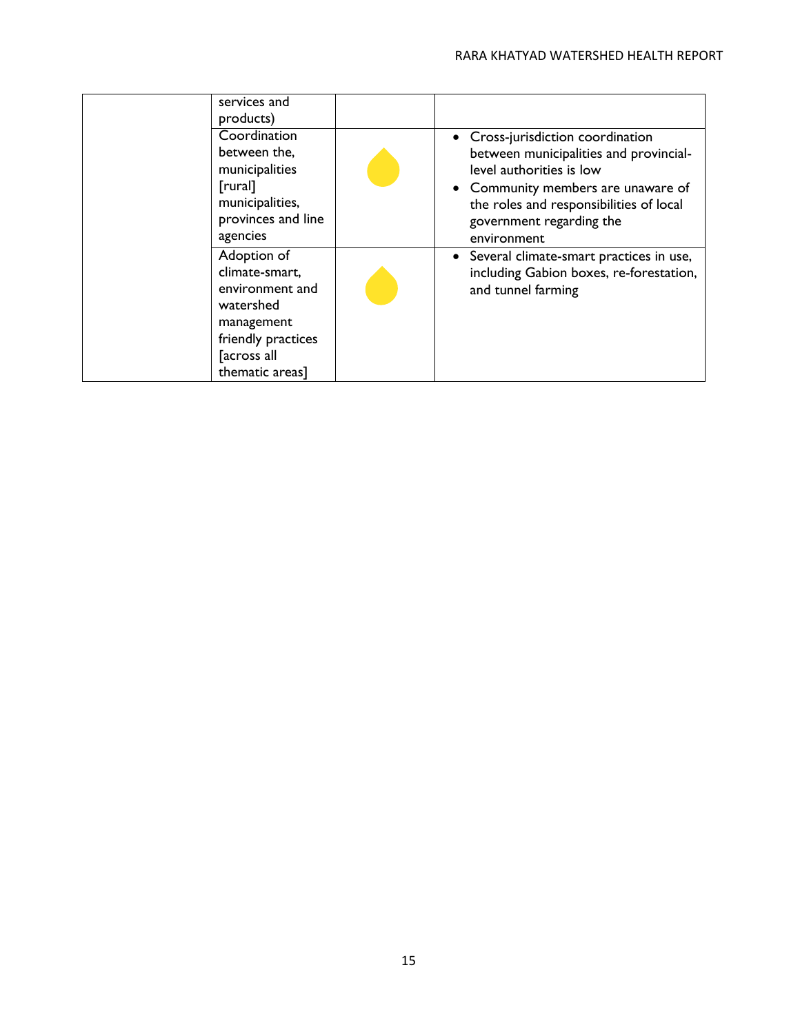| | | | |
|---|---|---|---|
| | services and products) | | |
| | Coordination between the, municipalities [rural] municipalities, provinces and line agencies | | • Cross-jurisdiction coordination between municipalities and provincial-level authorities is low<br>• Community members are unaware of the roles and responsibilities of local government regarding the environment |
| | Adoption of climate-smart, environment and watershed management friendly practices [across all thematic areas] | | • Several climate-smart practices in use, including Gabion boxes, re-forestation, and tunnel farming |